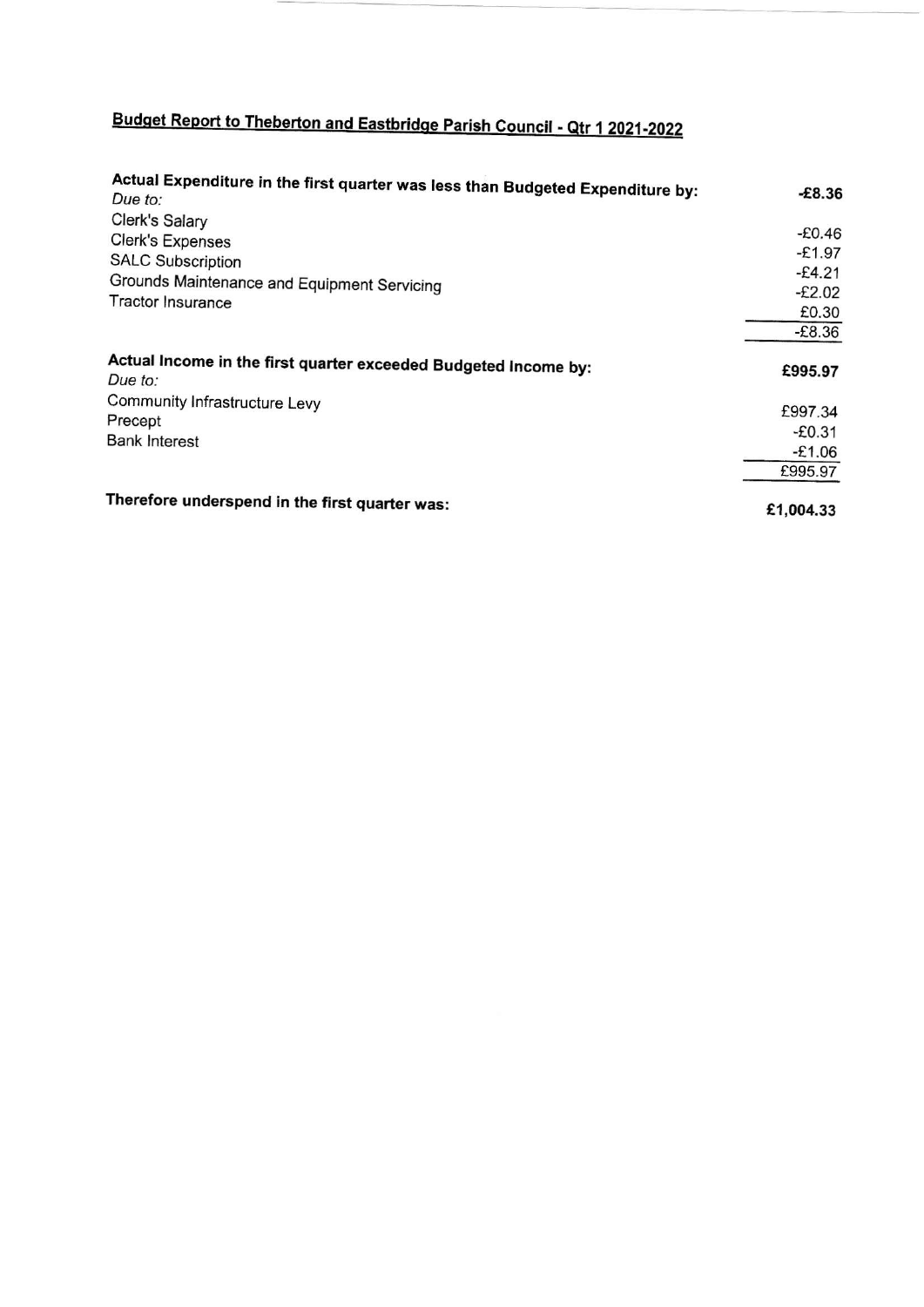# Budget Report to Theberton and Eastbridge Parish Council - Qtr 1 2021-2022

| | |
|---|---:|
| **Actual Expenditure in the first quarter was less than Budgeted Expenditure by:** | **-£8.36** |
| *Due to:* | |
| Clerk's Salary | -£0.46 |
| Clerk's Expenses | -£1.97 |
| SALC Subscription | -£4.21 |
| Grounds Maintenance and Equipment Servicing | -£2.02 |
| Tractor Insurance | £0.30 |
| | -£8.36 |
| **Actual Income in the first quarter exceeded Budgeted Income by:** | **£995.97** |
| *Due to:* | |
| Community Infrastructure Levy | £997.34 |
| Precept | -£0.31 |
| Bank Interest | -£1.06 |
| | £995.97 |
| **Therefore underspend in the first quarter was:** | **£1,004.33** |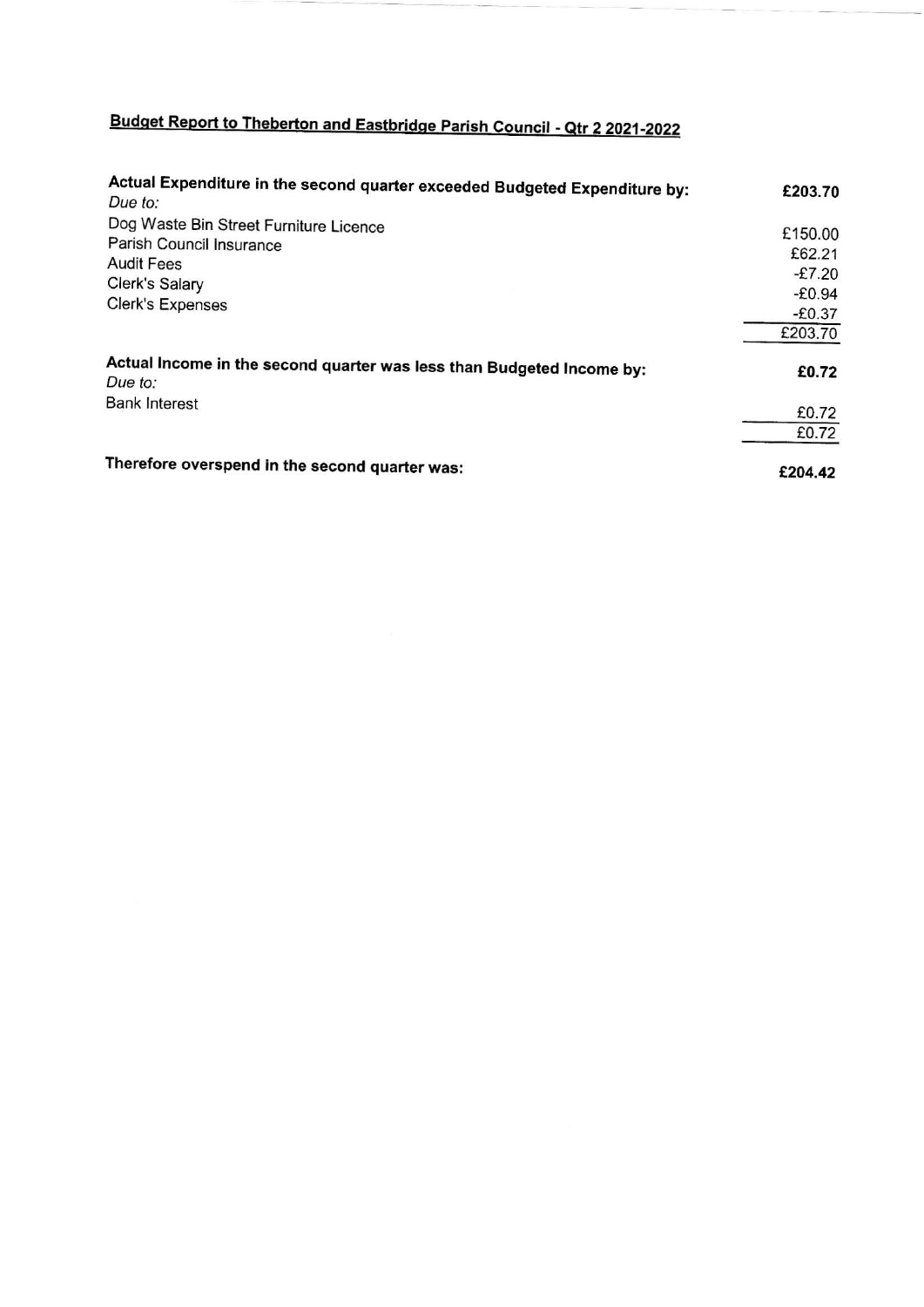# Budget Report to Theberton and Eastbridge Parish Council - Qtr 2 2021-2022

| | |
|---|---|
| **Actual Expenditure in the second quarter exceeded Budgeted Expenditure by:** | **£203.70** |
| *Due to:* | |
| Dog Waste Bin Street Furniture Licence | £150.00 |
| Parish Council Insurance | £62.21 |
| Audit Fees | -£7.20 |
| Clerk's Salary | -£0.94 |
| Clerk's Expenses | -£0.37 |
| | £203.70 |
| **Actual Income in the second quarter was less than Budgeted Income by:** | **£0.72** |
| *Due to:* | |
| Bank Interest | £0.72 |
| | £0.72 |
| **Therefore overspend in the second quarter was:** | **£204.42** |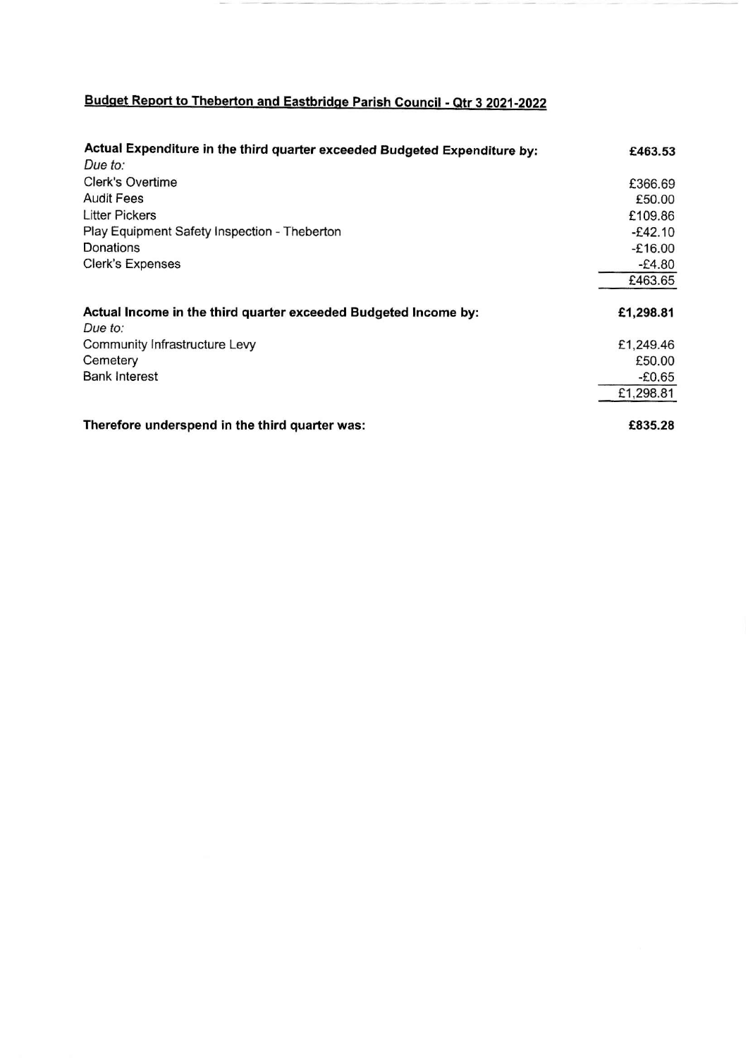## Budget Report to Theberton and Eastbridge Parish Council - Qtr 3 2021-2022

| | |
|---|---:|
| **Actual Expenditure in the third quarter exceeded Budgeted Expenditure by:** | **£463.53** |
| *Due to:* | |
| Clerk's Overtime | £366.69 |
| Audit Fees | £50.00 |
| Litter Pickers | £109.86 |
| Play Equipment Safety Inspection - Theberton | -£42.10 |
| Donations | -£16.00 |
| Clerk's Expenses | -£4.80 |
| | £463.65 |
| **Actual Income in the third quarter exceeded Budgeted Income by:** | **£1,298.81** |
| *Due to:* | |
| Community Infrastructure Levy | £1,249.46 |
| Cemetery | £50.00 |
| Bank Interest | -£0.65 |
| | £1,298.81 |
| **Therefore underspend in the third quarter was:** | **£835.28** |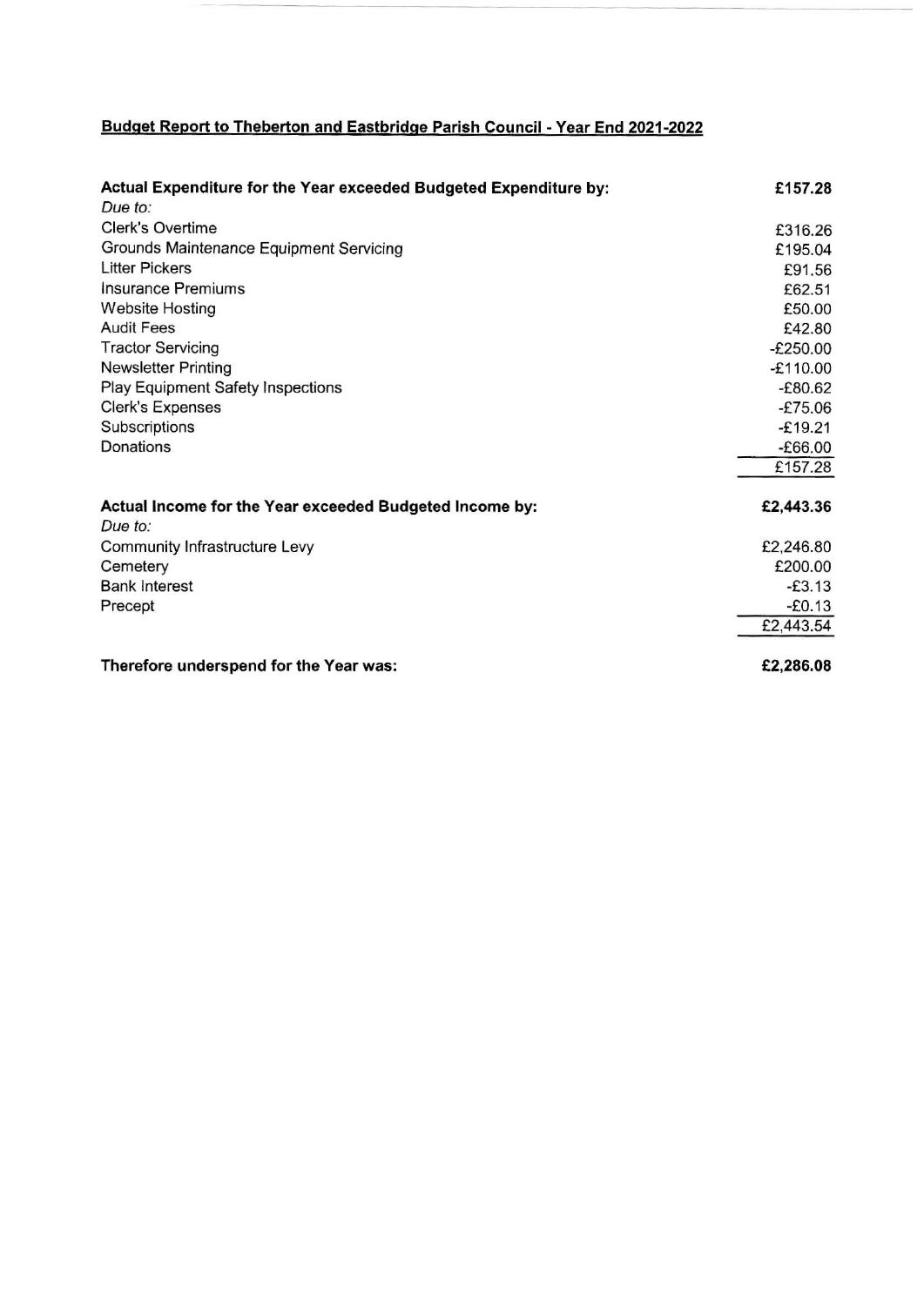## Budget Report to Theberton and Eastbridge Parish Council - Year End 2021-2022

| | |
|---|---|
| **Actual Expenditure for the Year exceeded Budgeted Expenditure by:** | **£157.28** |
| *Due to:* | |
| Clerk's Overtime | £316.26 |
| Grounds Maintenance Equipment Servicing | £195.04 |
| Litter Pickers | £91.56 |
| Insurance Premiums | £62.51 |
| Website Hosting | £50.00 |
| Audit Fees | £42.80 |
| Tractor Servicing | -£250.00 |
| Newsletter Printing | -£110.00 |
| Play Equipment Safety Inspections | -£80.62 |
| Clerk's Expenses | -£75.06 |
| Subscriptions | -£19.21 |
| Donations | -£66.00 |
| | £157.28 |
| **Actual Income for the Year exceeded Budgeted Income by:** | **£2,443.36** |
| *Due to:* | |
| Community Infrastructure Levy | £2,246.80 |
| Cemetery | £200.00 |
| Bank Interest | -£3.13 |
| Precept | -£0.13 |
| | £2,443.54 |
| **Therefore underspend for the Year was:** | **£2,286.08** |